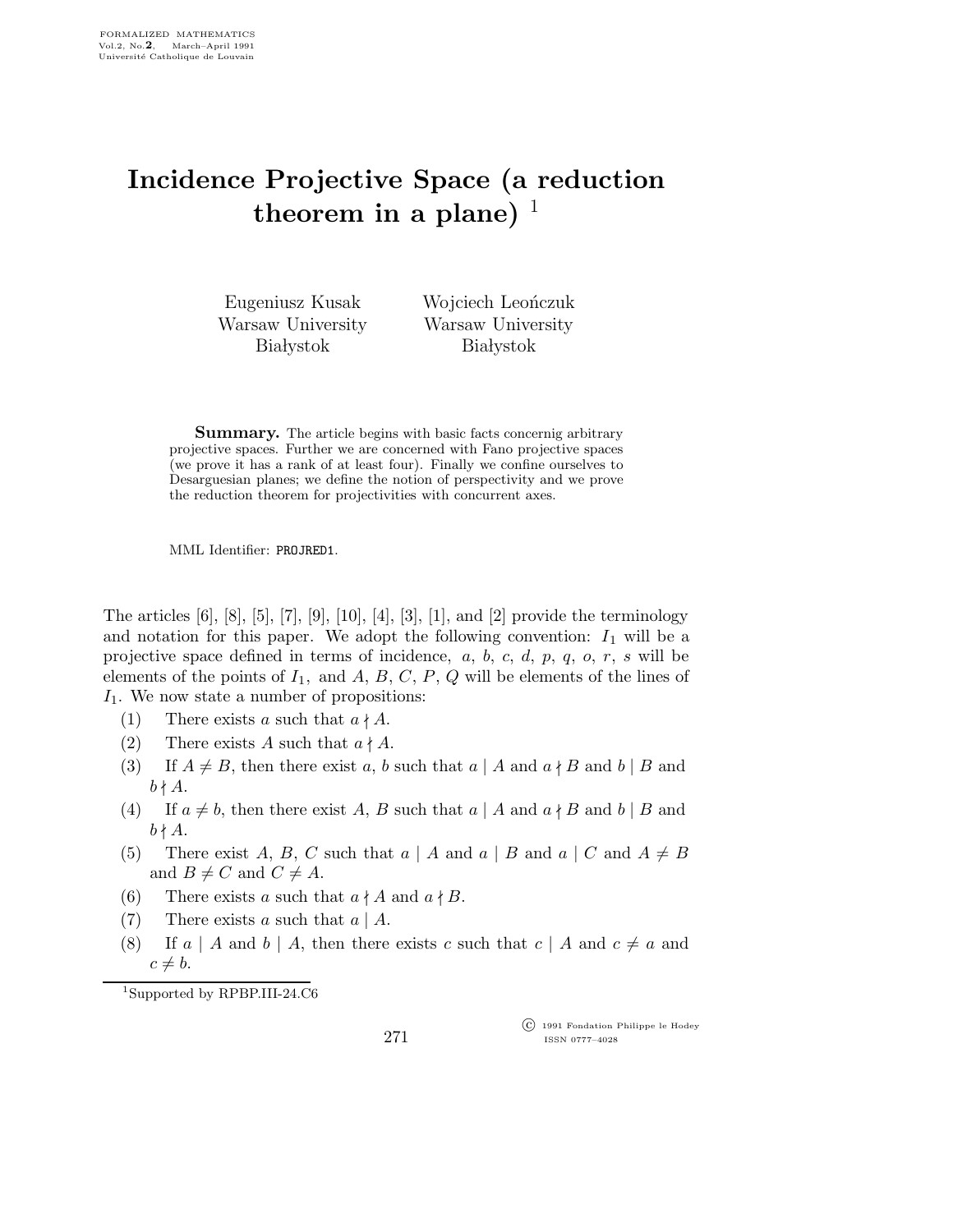# Incidence Projective Space (a reduction theorem in a plane) [1]

Eugeniusz Kusak
Warsaw University
Białystok

Wojciech Leończuk
Warsaw University
Białystok

**Summary.** The article begins with basic facts concernig arbitrary projective spaces. Further we are concerned with Fano projective spaces (we prove it has a rank of at least four). Finally we confine ourselves to Desarguesian planes; we define the notion of perspectivity and we prove the reduction theorem for projectivities with concurrent axes.

MML Identifier: PROJRED1.

The articles [6], [8], [5], [7], [9], [10], [4], [3], [1], and [2] provide the terminology and notation for this paper. We adopt the following convention: $I_1$ will be a projective space defined in terms of incidence, $a$, $b$, $c$, $d$, $p$, $q$, $o$, $r$, $s$ will be elements of the points of $I_1$, and $A$, $B$, $C$, $P$, $Q$ will be elements of the lines of $I_1$. We now state a number of propositions:

(1) There exists $a$ such that $a \nmid A$.

(2) There exists $A$ such that $a \nmid A$.

(3) If $A \neq B$, then there exist $a$, $b$ such that $a \mid A$ and $a \nmid B$ and $b \mid B$ and $b \nmid A$.

(4) If $a \neq b$, then there exist $A$, $B$ such that $a \mid A$ and $a \nmid B$ and $b \mid B$ and $b \nmid A$.

(5) There exist $A$, $B$, $C$ such that $a \mid A$ and $a \mid B$ and $a \mid C$ and $A \neq B$ and $B \neq C$ and $C \neq A$.

(6) There exists $a$ such that $a \nmid A$ and $a \nmid B$.

(7) There exists $a$ such that $a \mid A$.

(8) If $a \mid A$ and $b \mid A$, then there exists $c$ such that $c \mid A$ and $c \neq a$ and $c \neq b$.

[1] Supported by RPBP.III-24.C6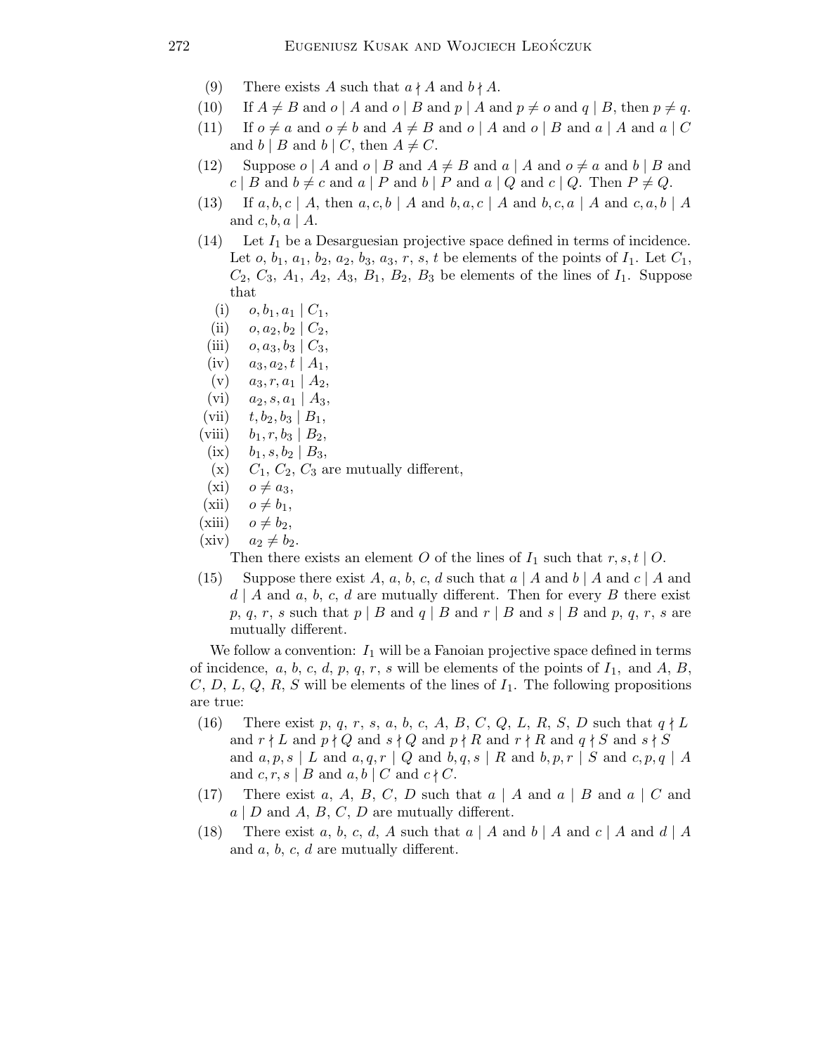(9) There exists $A$ such that $a \nmid A$ and $b \nmid A$.

(10) If $A \neq B$ and $o \mid A$ and $o \mid B$ and $p \mid A$ and $p \neq o$ and $q \mid B$, then $p \neq q$.

(11) If $o \neq a$ and $o \neq b$ and $A \neq B$ and $o \mid A$ and $o \mid B$ and $a \mid A$ and $a \mid C$ and $b \mid B$ and $b \mid C$, then $A \neq C$.

(12) Suppose $o \mid A$ and $o \mid B$ and $A \neq B$ and $a \mid A$ and $o \neq a$ and $b \mid B$ and $c \mid B$ and $b \neq c$ and $a \mid P$ and $b \mid P$ and $a \mid Q$ and $c \mid Q$. Then $P \neq Q$.

(13) If $a, b, c \mid A$, then $a, c, b \mid A$ and $b, a, c \mid A$ and $b, c, a \mid A$ and $c, a, b \mid A$ and $c, b, a \mid A$.

(14) Let $I_1$ be a Desarguesian projective space defined in terms of incidence. Let $o$, $b_1$, $a_1$, $b_2$, $a_2$, $b_3$, $a_3$, $r$, $s$, $t$ be elements of the points of $I_1$. Let $C_1$, $C_2$, $C_3$, $A_1$, $A_2$, $A_3$, $B_1$, $B_2$, $B_3$ be elements of the lines of $I_1$. Suppose that

- (i) $o, b_1, a_1 \mid C_1$,
- (ii) $o, a_2, b_2 \mid C_2$,
- (iii) $o, a_3, b_3 \mid C_3$,
- (iv) $a_3, a_2, t \mid A_1$,
- (v) $a_3, r, a_1 \mid A_2$,
- (vi) $a_2, s, a_1 \mid A_3$,
- (vii) $t, b_2, b_3 \mid B_1$,
- (viii) $b_1, r, b_3 \mid B_2$,
- (ix) $b_1, s, b_2 \mid B_3$,
- (x) $C_1$, $C_2$, $C_3$ are mutually different,
- (xi) $o \neq a_3$,
- (xii) $o \neq b_1$,
- (xiii) $o \neq b_2$,
- (xiv) $a_2 \neq b_2$.

Then there exists an element $O$ of the lines of $I_1$ such that $r, s, t \mid O$.

(15) Suppose there exist $A$, $a$, $b$, $c$, $d$ such that $a \mid A$ and $b \mid A$ and $c \mid A$ and $d \mid A$ and $a$, $b$, $c$, $d$ are mutually different. Then for every $B$ there exist $p$, $q$, $r$, $s$ such that $p \mid B$ and $q \mid B$ and $r \mid B$ and $s \mid B$ and $p$, $q$, $r$, $s$ are mutually different.

We follow a convention: $I_1$ will be a Fanoian projective space defined in terms of incidence, $a$, $b$, $c$, $d$, $p$, $q$, $r$, $s$ will be elements of the points of $I_1$, and $A$, $B$, $C$, $D$, $L$, $Q$, $R$, $S$ will be elements of the lines of $I_1$. The following propositions are true:

(16) There exist $p$, $q$, $r$, $s$, $a$, $b$, $c$, $A$, $B$, $C$, $Q$, $L$, $R$, $S$, $D$ such that $q \nmid L$ and $r \nmid L$ and $p \nmid Q$ and $s \nmid Q$ and $p \nmid R$ and $r \nmid R$ and $q \nmid S$ and $s \nmid S$ and $a, p, s \mid L$ and $a, q, r \mid Q$ and $b, q, s \mid R$ and $b, p, r \mid S$ and $c, p, q \mid A$ and $c, r, s \mid B$ and $a, b \mid C$ and $c \nmid C$.

(17) There exist $a$, $A$, $B$, $C$, $D$ such that $a \mid A$ and $a \mid B$ and $a \mid C$ and $a \mid D$ and $A$, $B$, $C$, $D$ are mutually different.

(18) There exist $a$, $b$, $c$, $d$, $A$ such that $a \mid A$ and $b \mid A$ and $c \mid A$ and $d \mid A$ and $a$, $b$, $c$, $d$ are mutually different.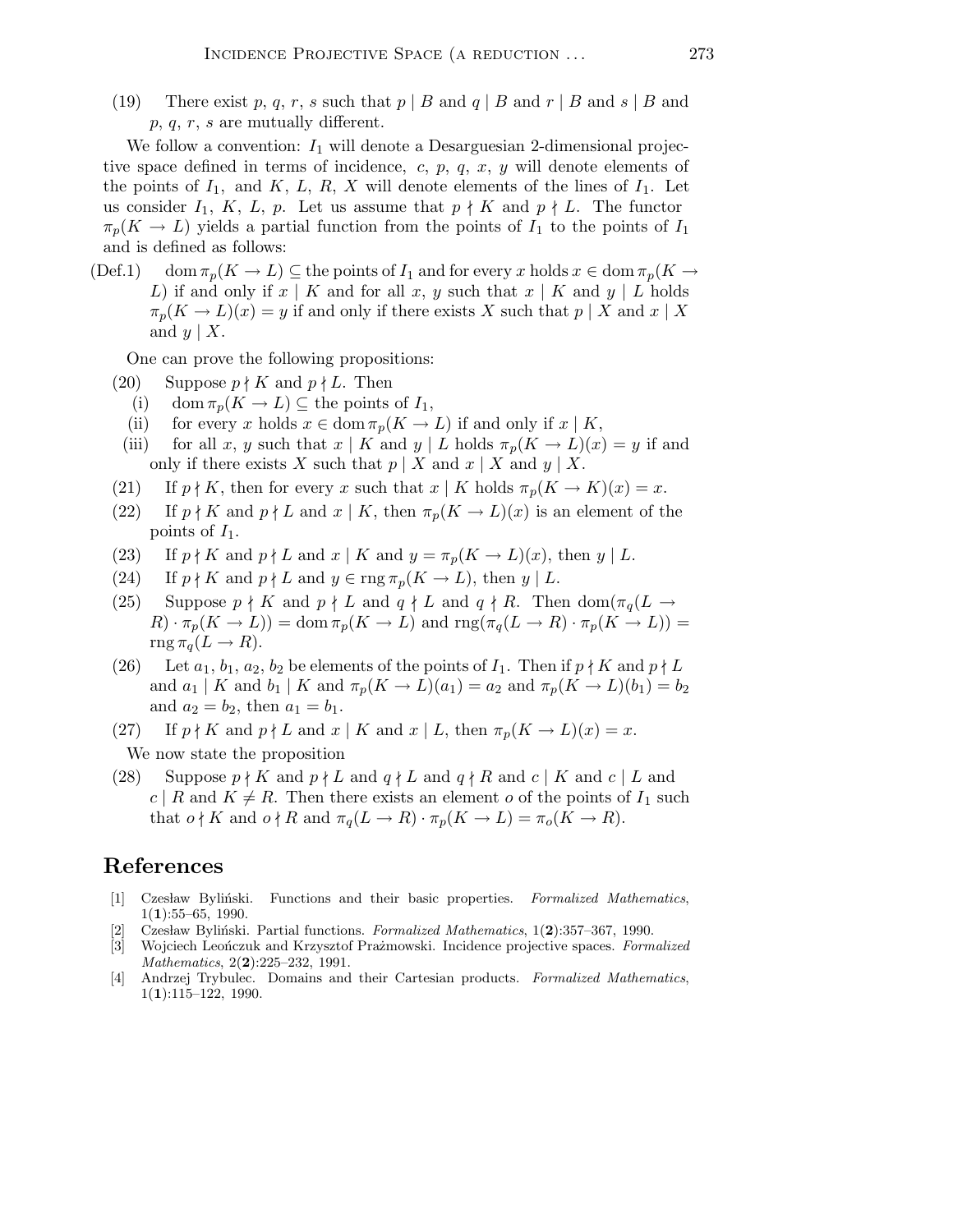(19) There exist $p$, $q$, $r$, $s$ such that $p \mid B$ and $q \mid B$ and $r \mid B$ and $s \mid B$ and $p$, $q$, $r$, $s$ are mutually different.

We follow a convention: $I_1$ will denote a Desarguesian 2-dimensional projective space defined in terms of incidence, $c$, $p$, $q$, $x$, $y$ will denote elements of the points of $I_1$, and $K$, $L$, $R$, $X$ will denote elements of the lines of $I_1$. Let us consider $I_1$, $K$, $L$, $p$. Let us assume that $p \nmid K$ and $p \nmid L$. The functor $\pi_p(K \to L)$ yields a partial function from the points of $I_1$ to the points of $I_1$ and is defined as follows:

(Def.1) $\operatorname{dom} \pi_p(K \to L) \subseteq$ the points of $I_1$ and for every $x$ holds $x \in \operatorname{dom} \pi_p(K \to L)$ if and only if $x \mid K$ and for all $x$, $y$ such that $x \mid K$ and $y \mid L$ holds $\pi_p(K \to L)(x) = y$ if and only if there exists $X$ such that $p \mid X$ and $x \mid X$ and $y \mid X$.

One can prove the following propositions:

(20) Suppose $p \nmid K$ and $p \nmid L$. Then
- (i) $\operatorname{dom} \pi_p(K \to L) \subseteq$ the points of $I_1$,
- (ii) for every $x$ holds $x \in \operatorname{dom} \pi_p(K \to L)$ if and only if $x \mid K$,
- (iii) for all $x$, $y$ such that $x \mid K$ and $y \mid L$ holds $\pi_p(K \to L)(x) = y$ if and only if there exists $X$ such that $p \mid X$ and $x \mid X$ and $y \mid X$.

(21) If $p \nmid K$, then for every $x$ such that $x \mid K$ holds $\pi_p(K \to K)(x) = x$.

(22) If $p \nmid K$ and $p \nmid L$ and $x \mid K$, then $\pi_p(K \to L)(x)$ is an element of the points of $I_1$.

(23) If $p \nmid K$ and $p \nmid L$ and $x \mid K$ and $y = \pi_p(K \to L)(x)$, then $y \mid L$.

(24) If $p \nmid K$ and $p \nmid L$ and $y \in \operatorname{rng} \pi_p(K \to L)$, then $y \mid L$.

(25) Suppose $p \nmid K$ and $p \nmid L$ and $q \nmid L$ and $q \nmid R$. Then $\operatorname{dom}(\pi_q(L \to R) \cdot \pi_p(K \to L)) = \operatorname{dom} \pi_p(K \to L)$ and $\operatorname{rng}(\pi_q(L \to R) \cdot \pi_p(K \to L)) = \operatorname{rng} \pi_q(L \to R)$.

(26) Let $a_1$, $b_1$, $a_2$, $b_2$ be elements of the points of $I_1$. Then if $p \nmid K$ and $p \nmid L$ and $a_1 \mid K$ and $b_1 \mid K$ and $\pi_p(K \to L)(a_1) = a_2$ and $\pi_p(K \to L)(b_1) = b_2$ and $a_2 = b_2$, then $a_1 = b_1$.

(27) If $p \nmid K$ and $p \nmid L$ and $x \mid K$ and $x \mid L$, then $\pi_p(K \to L)(x) = x$.

We now state the proposition

(28) Suppose $p \nmid K$ and $p \nmid L$ and $q \nmid L$ and $q \nmid R$ and $c \mid K$ and $c \mid L$ and $c \mid R$ and $K \neq R$. Then there exists an element $o$ of the points of $I_1$ such that $o \nmid K$ and $o \nmid R$ and $\pi_q(L \to R) \cdot \pi_p(K \to L) = \pi_o(K \to R)$.

## References

[1] Czesław Byliński. Functions and their basic properties. *Formalized Mathematics*, 1(**1**):55–65, 1990.

[2] Czesław Byliński. Partial functions. *Formalized Mathematics*, 1(**2**):357–367, 1990.

[3] Wojciech Leończuk and Krzysztof Prażmowski. Incidence projective spaces. *Formalized Mathematics*, 2(**2**):225–232, 1991.

[4] Andrzej Trybulec. Domains and their Cartesian products. *Formalized Mathematics*, 1(**1**):115–122, 1990.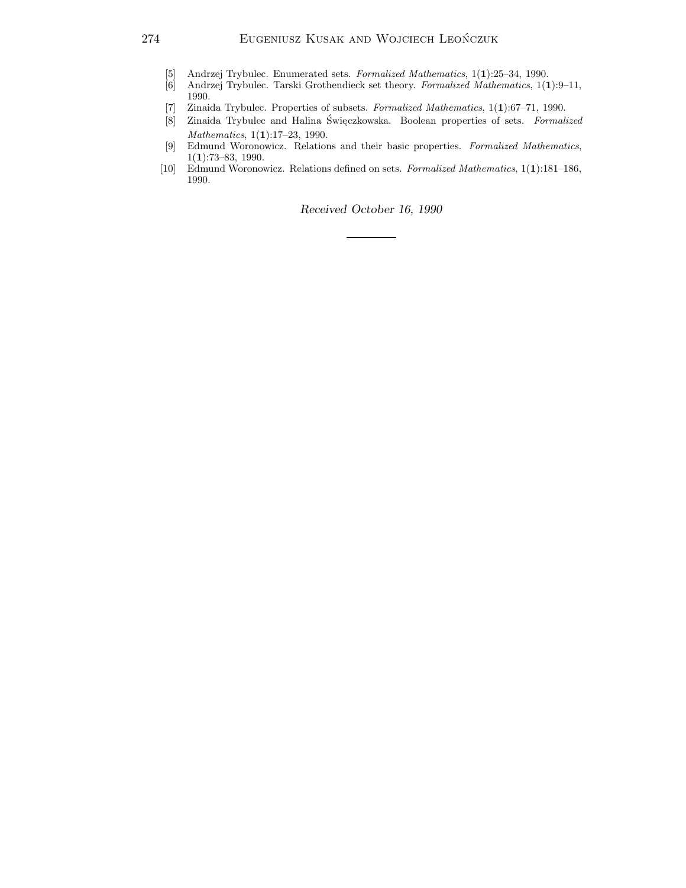[5] Andrzej Trybulec. Enumerated sets. *Formalized Mathematics*, 1(**1**):25–34, 1990.

[6] Andrzej Trybulec. Tarski Grothendieck set theory. *Formalized Mathematics*, 1(**1**):9–11, 1990.

[7] Zinaida Trybulec. Properties of subsets. *Formalized Mathematics*, 1(**1**):67–71, 1990.

[8] Zinaida Trybulec and Halina Święczkowska. Boolean properties of sets. *Formalized Mathematics*, 1(**1**):17–23, 1990.

[9] Edmund Woronowicz. Relations and their basic properties. *Formalized Mathematics*, 1(**1**):73–83, 1990.

[10] Edmund Woronowicz. Relations defined on sets. *Formalized Mathematics*, 1(**1**):181–186, 1990.

*Received October 16, 1990*